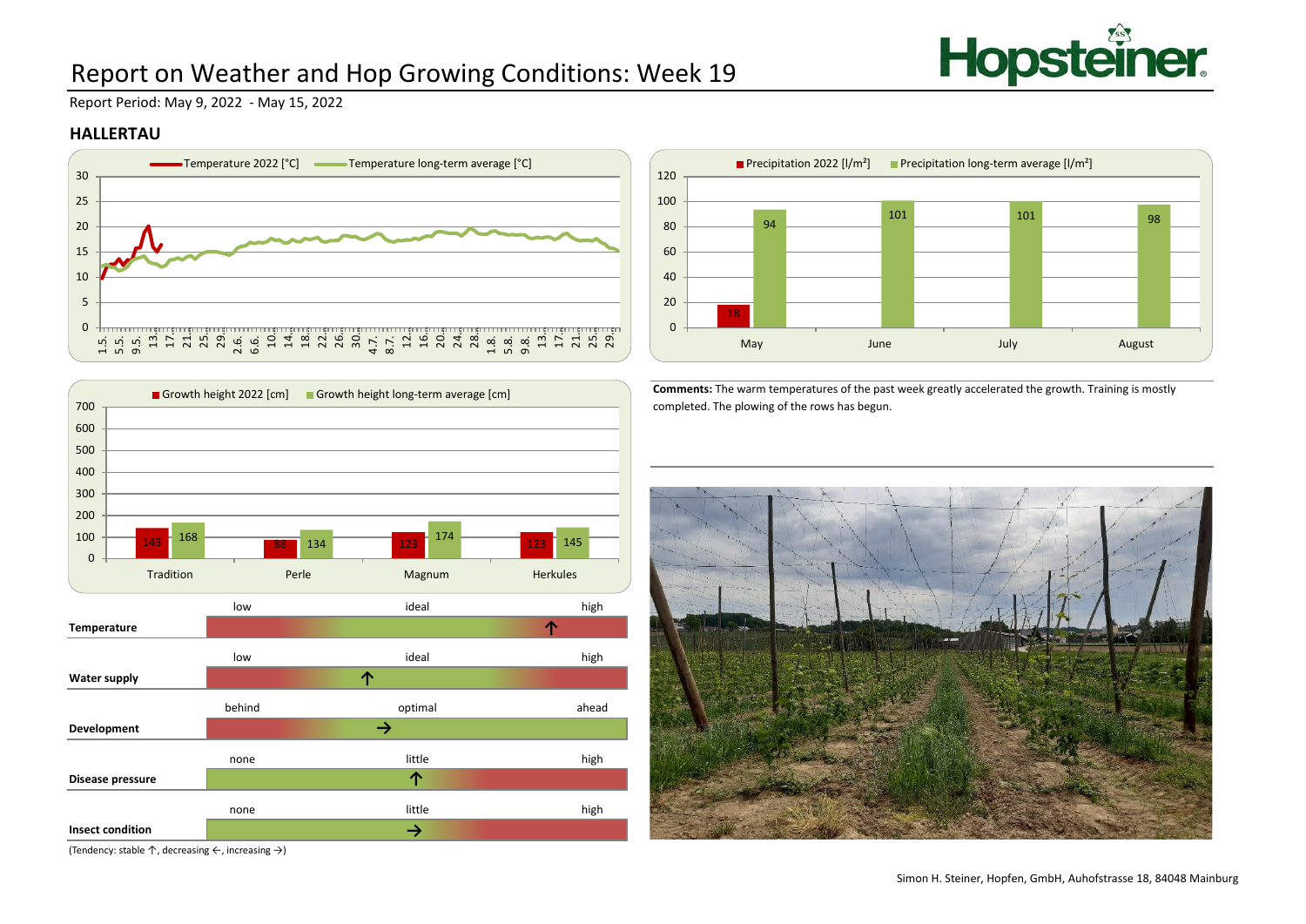# Report on Weather and Hop Growing Conditions: Week 19

Report Period: May 9, 2022 - May 15, 2022

## HALLERTAU

Temperature 2022 [°C] / Temperature long-term average [°C]

Precipitation 2022 [l/m²] / Precipitation long-term average [l/m²]

| | Precipitation 2022 [l/m²] | Precipitation long-term average [l/m²] |
|---|---|---|
| May | 18 | 94 |
| June | | 101 |
| July | | 101 |
| August | | 98 |

Growth height 2022 [cm] / Growth height long-term average [cm]

| | Growth height 2022 [cm] | Growth height long-term average [cm] |
|---|---|---|
| Tradition | 143 | 168 |
| Perle | 88 | 134 |
| Magnum | 123 | 174 |
| Herkules | 123 | 145 |

**Comments:** The warm temperatures of the past week greatly accelerated the growth. Training is mostly completed. The plowing of the rows has begun.

| | Scale | | | Tendency |
|---|---|---|---|---|
| **Temperature** | low | ideal | high | ↑ (between ideal and high) |
| **Water supply** | low | ideal | high | ↑ (between low and ideal) |
| **Development** | behind | optimal | ahead | → (optimal) |
| **Disease pressure** | none | little | high | ↑ (little) |
| **Insect condition** | none | little | high | → (little) |

(Tendency: stable ↑, decreasing ←, increasing →)

Simon H. Steiner, Hopfen, GmbH, Auhofstrasse 18, 84048 Mainburg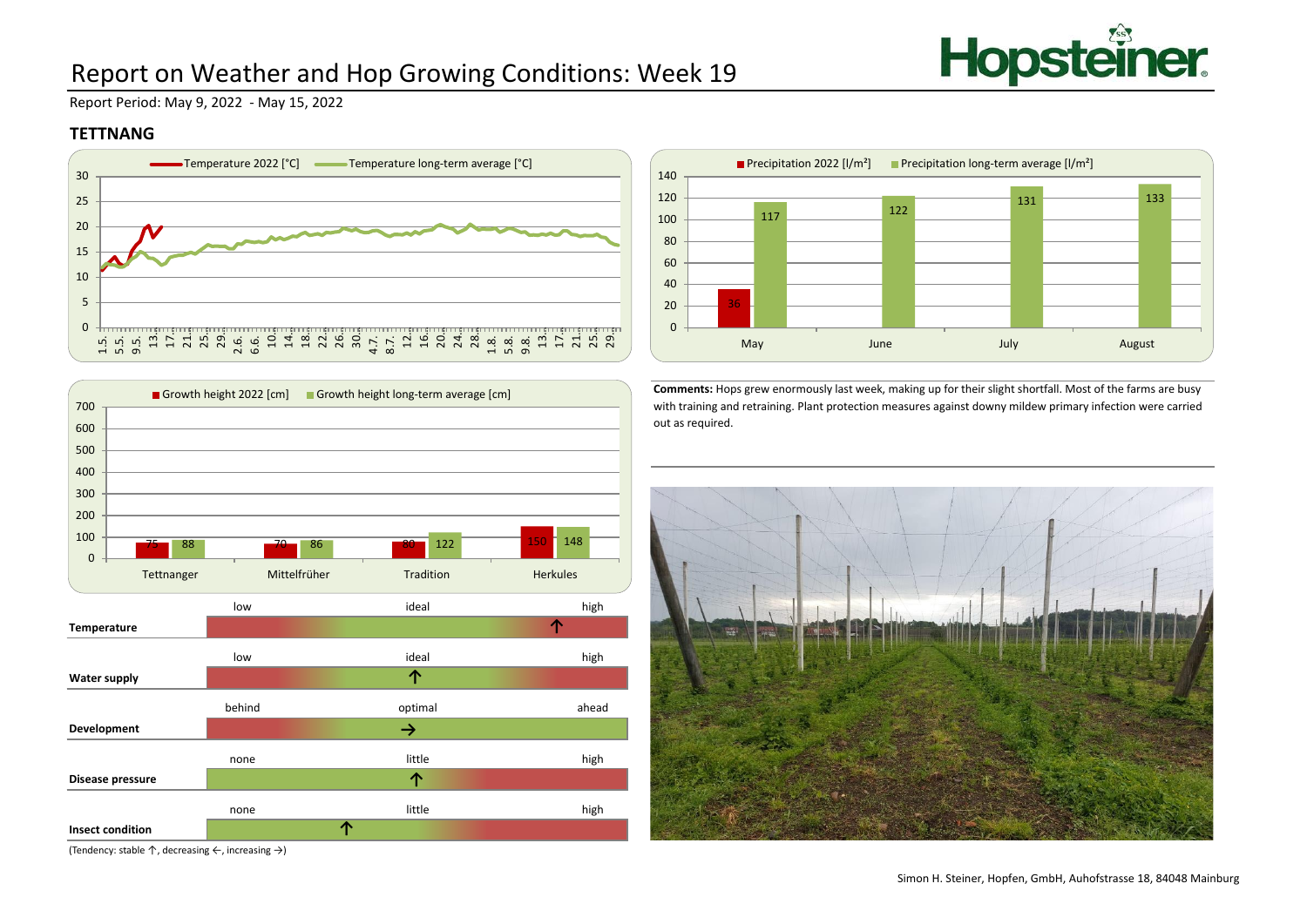# Report on Weather and Hop Growing Conditions: Week 19

Report Period: May 9, 2022 - May 15, 2022

## TETTNANG

Temperature 2022 [°C] / Temperature long-term average [°C]

| | May | June | July | August |
|---|---|---|---|---|
| Precipitation 2022 [l/m²] | 36 | | | |
| Precipitation long-term average [l/m²] | 117 | 122 | 131 | 133 |

| | Tettnanger | Mittelfrüher | Tradition | Herkules |
|---|---|---|---|---|
| Growth height 2022 [cm] | 75 | 70 | 80 | 150 |
| Growth height long-term average [cm] | 88 | 86 | 122 | 148 |

**Comments:** Hops grew enormously last week, making up for their slight shortfall. Most of the farms are busy with training and retraining. Plant protection measures against downy mildew primary infection were carried out as required.

| | | | |
|---|---|---|---|
| **Temperature** | low | ideal | high ↑ |
| **Water supply** | low | ideal ↑ | high |
| **Development** | behind | optimal → | ahead |
| **Disease pressure** | none | little ↑ | high |
| **Insect condition** | none ↑ | little | high |

(Tendency: stable ↑, decreasing ←, increasing →)

Simon H. Steiner, Hopfen, GmbH, Auhofstrasse 18, 84048 Mainburg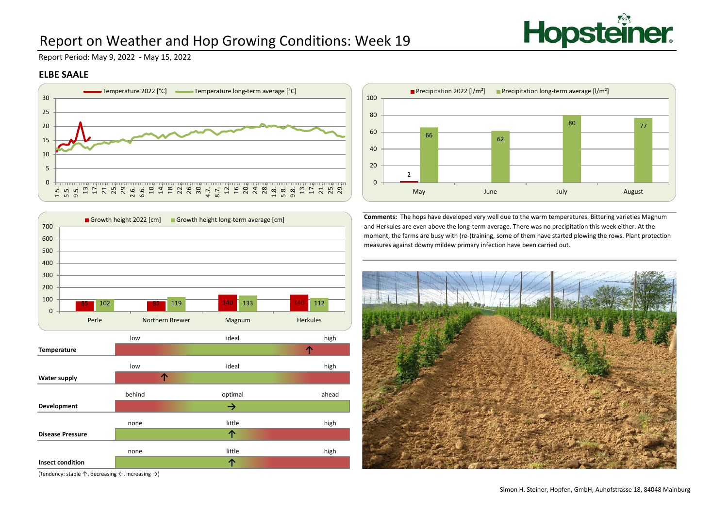# Report on Weather and Hop Growing Conditions: Week 19

Report Period: May 9, 2022 - May 15, 2022

## ELBE SAALE

Temperature 2022 [°C]
Temperature long-term average [°C]

30
25
20
15
10
5
0

1.5. 5.5. 9.5. 13. 17. 21. 25. 29. 2.6. 6.6. 10. 14. 18. 22. 26. 30. 4.7. 8.7. 12. 16. 20. 24. 28. 1.8. 5.8. 9.8. 13. 17. 21. 25. 29.

Precipitation 2022 [l/m²]
Precipitation long-term average [l/m²]

100
80
60
40
20
0

2
66
62
80
77

May
June
July
August

Growth height 2022 [cm]
Growth height long-term average [cm]

700
600
500
400
300
200
100
0

85 102
85 119
140 133
140 112

Perle
Northern Brewer
Magnum
Herkules

**Comments:** The hops have developed very well due to the warm temperatures. Bittering varieties Magnum and Herkules are even above the long-term average. There was no precipitation this week either. At the moment, the farms are busy with (re-)training, some of them have started plowing the rows. Plant protection measures against downy mildew primary infection have been carried out.

| | low | ideal | high |
|---|---|---|---|
| **Temperature** | | | ↑ |
| | **low** | **ideal** | **high** |
| **Water supply** | ↑ | | |
| | **behind** | **optimal** | **ahead** |
| **Development** | | → | |
| | **none** | **little** | **high** |
| **Disease Pressure** | | ↑ | |
| | **none** | **little** | **high** |
| **Insect condition** | | ↑ | |

(Tendency: stable ↑, decreasing ←, increasing →)

Simon H. Steiner, Hopfen, GmbH, Auhofstrasse 18, 84048 Mainburg